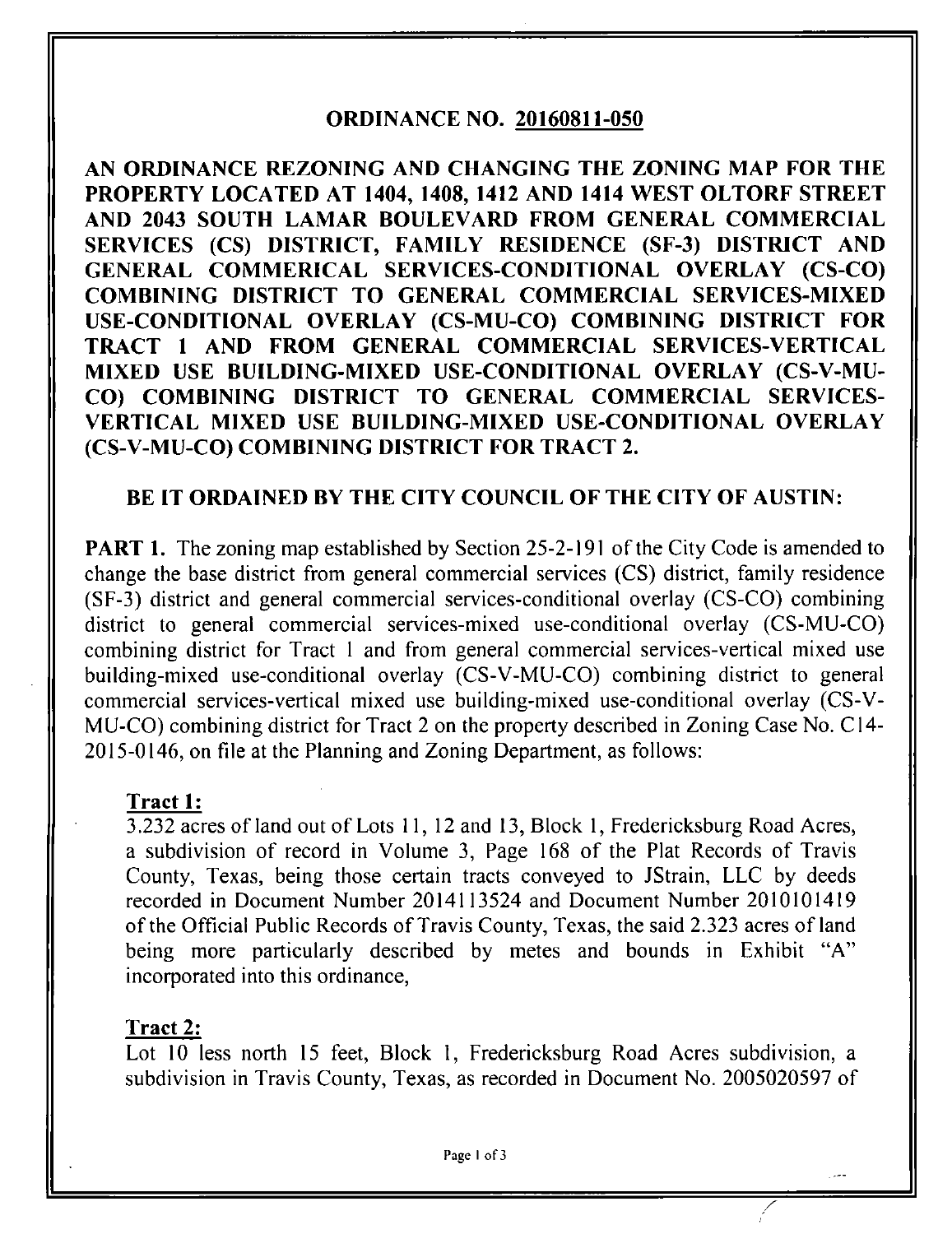## ORDINANCE NO. 20160811-050

**AN ORDINANCE REZONING AND CHANGING THE ZONING MAP FOR THE PROPERTY LOCATED AT 1404, 1408, 1412 AND 1414 WEST OLTORF STREET AND 2043 SOUTH LAMAR BOULEVARD FROM GENERAL COMMERCIAL SERVICES (CS) DISTRICT, FAMILY RESIDENCE (SF-3) DISTRICT AND GENERAL COMMERICAL SERVICES-CONDITIONAL OVERLAY (CS-CO) COMBINING DISTRICT TO GENERAL COMMERCIAL SERVICES-MIXED USE-CONDITIONAL OVERLAY (CS-MU-CO) COMBINING DISTRICT FOR TRACT 1 AND FROM GENERAL COMMERCIAL SERVICES-VERTICAL MIXED USE BUILDING-MIXED USE-CONDITIONAL OVERLAY (CS-V-MU-CO) COMBINING DISTRICT TO GENERAL COMMERCIAL SERVICES-VERTICAL MIXED USE BUILDING-MIXED USE-CONDITIONAL OVERLAY (CS-V-MU-CO) COMBINING DISTRICT FOR TRACT 2.**

**BE IT ORDAINED BY THE CITY COUNCIL OF THE CITY OF AUSTIN:**

**PART 1.** The zoning map established by Section 25-2-191 of the City Code is amended to change the base district from general commercial services (CS) district, family residence (SF-3) district and general commercial services-conditional overlay (CS-CO) combining district to general commercial services-mixed use-conditional overlay (CS-MU-CO) combining district for Tract 1 and from general commercial services-vertical mixed use building-mixed use-conditional overlay (CS-V-MU-CO) combining district to general commercial services-vertical mixed use building-mixed use-conditional overlay (CS-V-MU-CO) combining district for Tract 2 on the property described in Zoning Case No. C14-2015-0146, on file at the Planning and Zoning Department, as follows:

**Tract 1:**
3.232 acres of land out of Lots 11, 12 and 13, Block 1, Fredericksburg Road Acres, a subdivision of record in Volume 3, Page 168 of the Plat Records of Travis County, Texas, being those certain tracts conveyed to JStrain, LLC by deeds recorded in Document Number 2014113524 and Document Number 2010101419 of the Official Public Records of Travis County, Texas, the said 2.323 acres of land being more particularly described by metes and bounds in Exhibit "A" incorporated into this ordinance,

**Tract 2:**
Lot 10 less north 15 feet, Block 1, Fredericksburg Road Acres subdivision, a subdivision in Travis County, Texas, as recorded in Document No. 2005020597 of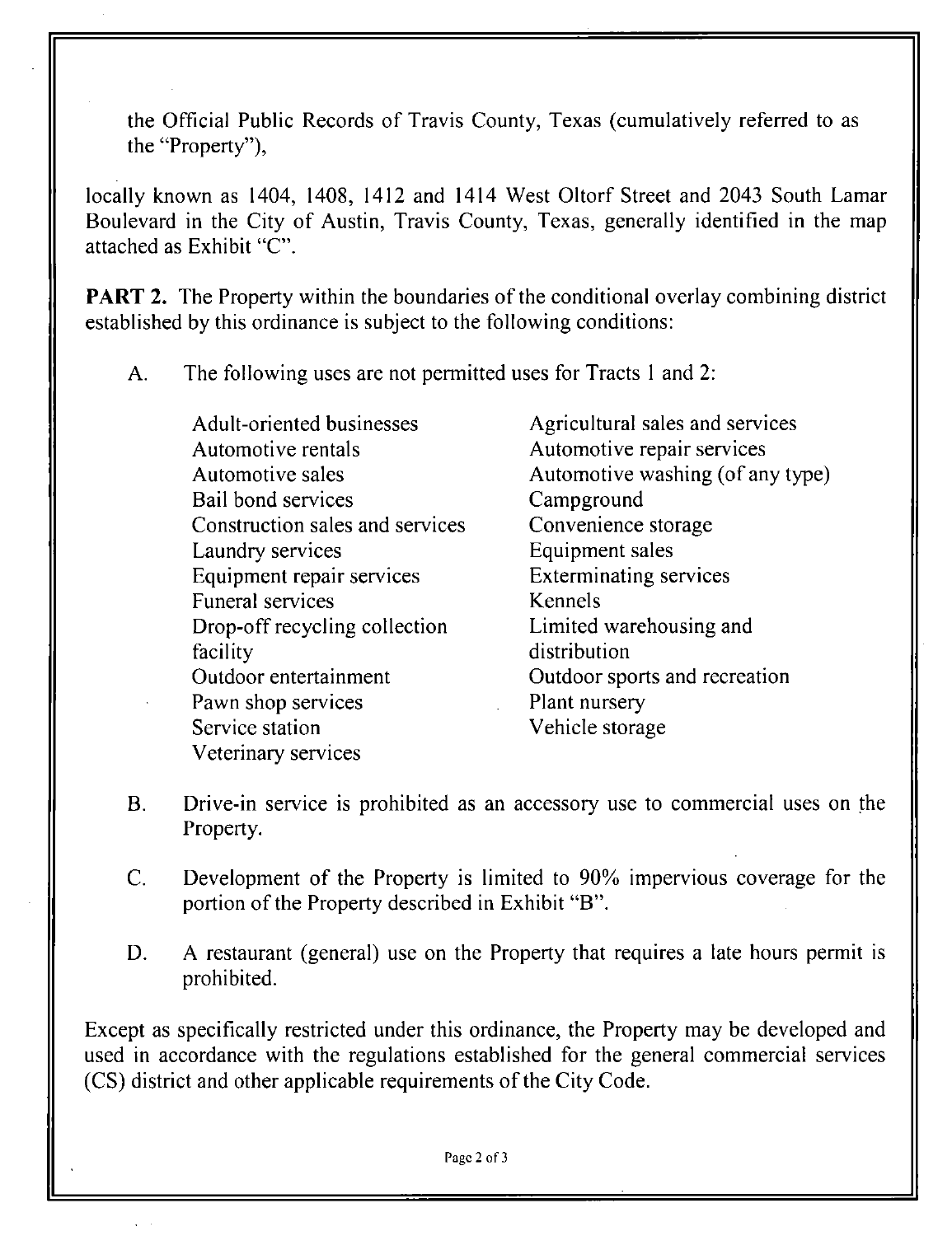the Official Public Records of Travis County, Texas (cumulatively referred to as the "Property"),

locally known as 1404, 1408, 1412 and 1414 West Oltorf Street and 2043 South Lamar Boulevard in the City of Austin, Travis County, Texas, generally identified in the map attached as Exhibit "C".

**PART 2.** The Property within the boundaries of the conditional overlay combining district established by this ordinance is subject to the following conditions:

A. The following uses are not permitted uses for Tracts 1 and 2:

| | |
|---|---|
| Adult-oriented businesses | Agricultural sales and services |
| Automotive rentals | Automotive repair services |
| Automotive sales | Automotive washing (of any type) |
| Bail bond services | Campground |
| Construction sales and services | Convenience storage |
| Laundry services | Equipment sales |
| Equipment repair services | Exterminating services |
| Funeral services | Kennels |
| Drop-off recycling collection facility | Limited warehousing and distribution |
| Outdoor entertainment | Outdoor sports and recreation |
| Pawn shop services | Plant nursery |
| Service station | Vehicle storage |
| Veterinary services | |

B. Drive-in service is prohibited as an accessory use to commercial uses on the Property.

C. Development of the Property is limited to 90% impervious coverage for the portion of the Property described in Exhibit "B".

D. A restaurant (general) use on the Property that requires a late hours permit is prohibited.

Except as specifically restricted under this ordinance, the Property may be developed and used in accordance with the regulations established for the general commercial services (CS) district and other applicable requirements of the City Code.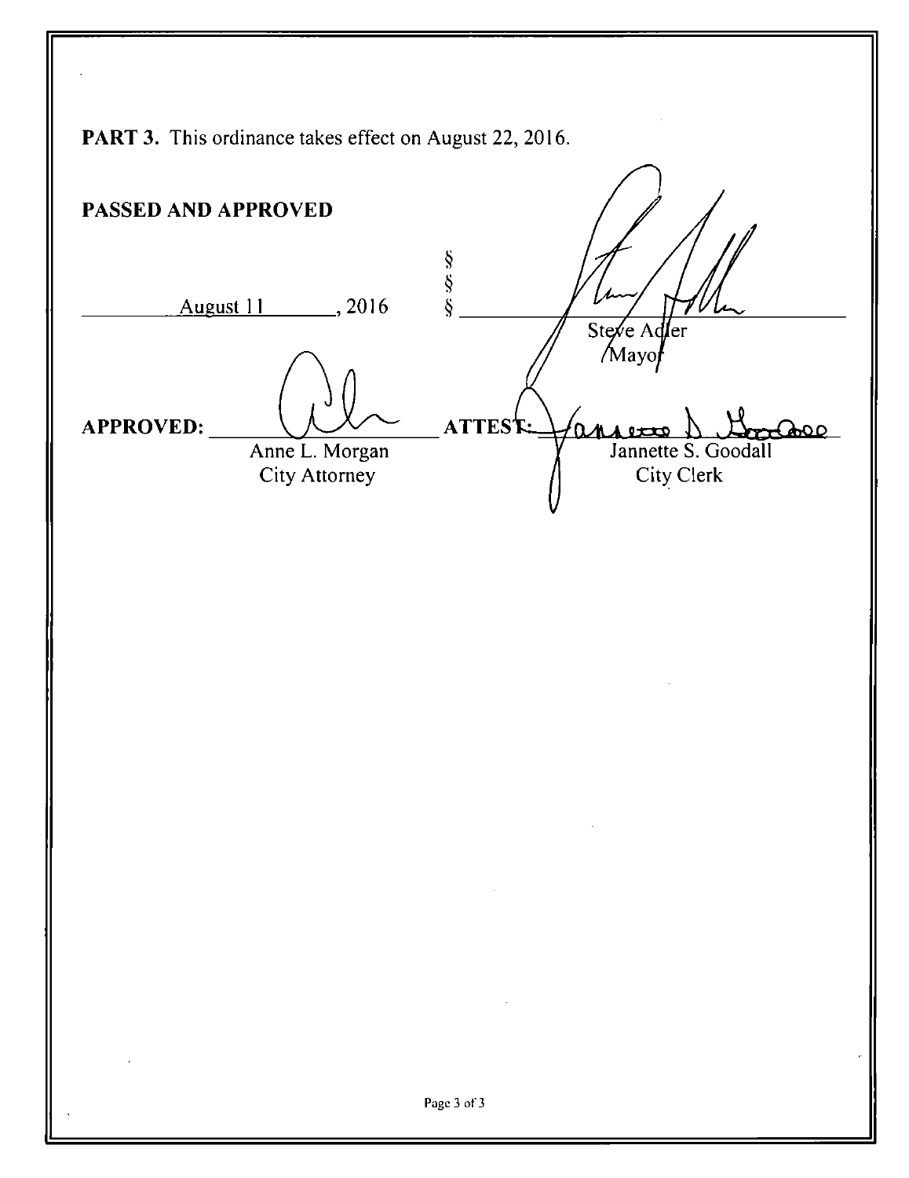**PART 3.** This ordinance takes effect on August 22, 2016.

**PASSED AND APPROVED**

August 11, 2016 § § §

Steve Adler
Mayor

**APPROVED:**
Anne L. Morgan
City Attorney

**ATTEST:**
Jannette S. Goodall
City Clerk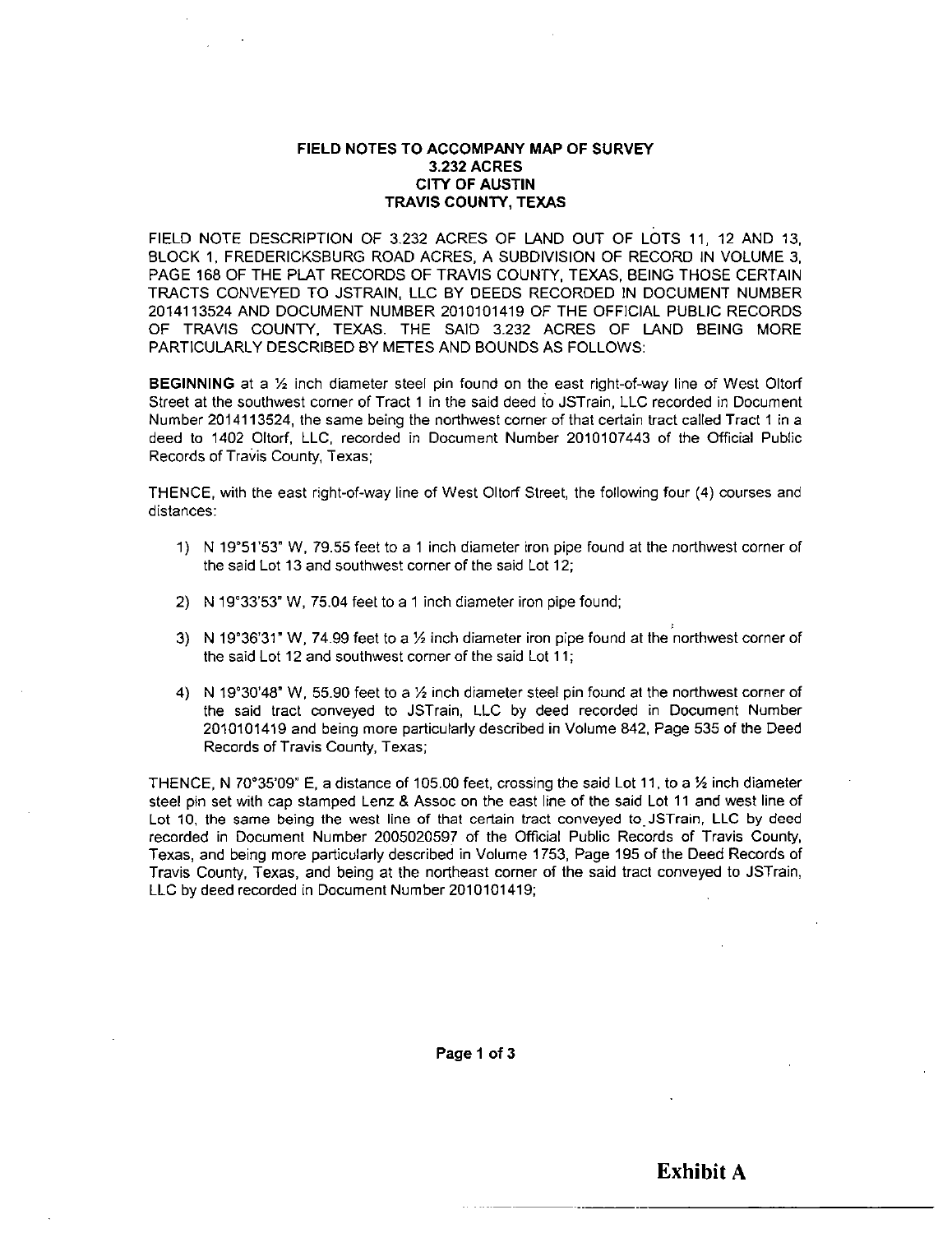**FIELD NOTES TO ACCOMPANY MAP OF SURVEY**
**3.232 ACRES**
**CITY OF AUSTIN**
**TRAVIS COUNTY, TEXAS**

FIELD NOTE DESCRIPTION OF 3.232 ACRES OF LAND OUT OF LOTS 11, 12 AND 13, BLOCK 1, FREDERICKSBURG ROAD ACRES, A SUBDIVISION OF RECORD IN VOLUME 3, PAGE 168 OF THE PLAT RECORDS OF TRAVIS COUNTY, TEXAS, BEING THOSE CERTAIN TRACTS CONVEYED TO JSTRAIN, LLC BY DEEDS RECORDED IN DOCUMENT NUMBER 2014113524 AND DOCUMENT NUMBER 2010101419 OF THE OFFICIAL PUBLIC RECORDS OF TRAVIS COUNTY, TEXAS. THE SAID 3.232 ACRES OF LAND BEING MORE PARTICULARLY DESCRIBED BY METES AND BOUNDS AS FOLLOWS:

**BEGINNING** at a ½ inch diameter steel pin found on the east right-of-way line of West Oltorf Street at the southwest corner of Tract 1 in the said deed to JSTrain, LLC recorded in Document Number 2014113524, the same being the northwest corner of that certain tract called Tract 1 in a deed to 1402 Oltorf, LLC, recorded in Document Number 2010107443 of the Official Public Records of Travis County, Texas;

THENCE, with the east right-of-way line of West Oltorf Street, the following four (4) courses and distances:

1) N 19°51'53" W, 79.55 feet to a 1 inch diameter iron pipe found at the northwest corner of the said Lot 13 and southwest corner of the said Lot 12;

2) N 19°33'53" W, 75.04 feet to a 1 inch diameter iron pipe found;

3) N 19°36'31" W, 74.99 feet to a ½ inch diameter iron pipe found at the northwest corner of the said Lot 12 and southwest corner of the said Lot 11;

4) N 19°30'48" W, 55.90 feet to a ½ inch diameter steel pin found at the northwest corner of the said tract conveyed to JSTrain, LLC by deed recorded in Document Number 2010101419 and being more particularly described in Volume 842, Page 535 of the Deed Records of Travis County, Texas;

THENCE, N 70°35'09" E, a distance of 105.00 feet, crossing the said Lot 11, to a ½ inch diameter steel pin set with cap stamped Lenz & Assoc on the east line of the said Lot 11 and west line of Lot 10, the same being the west line of that certain tract conveyed to JSTrain, LLC by deed recorded in Document Number 2005020597 of the Official Public Records of Travis County, Texas, and being more particularly described in Volume 1753, Page 195 of the Deed Records of Travis County, Texas, and being at the northeast corner of the said tract conveyed to JSTrain, LLC by deed recorded in Document Number 2010101419;

**Exhibit A**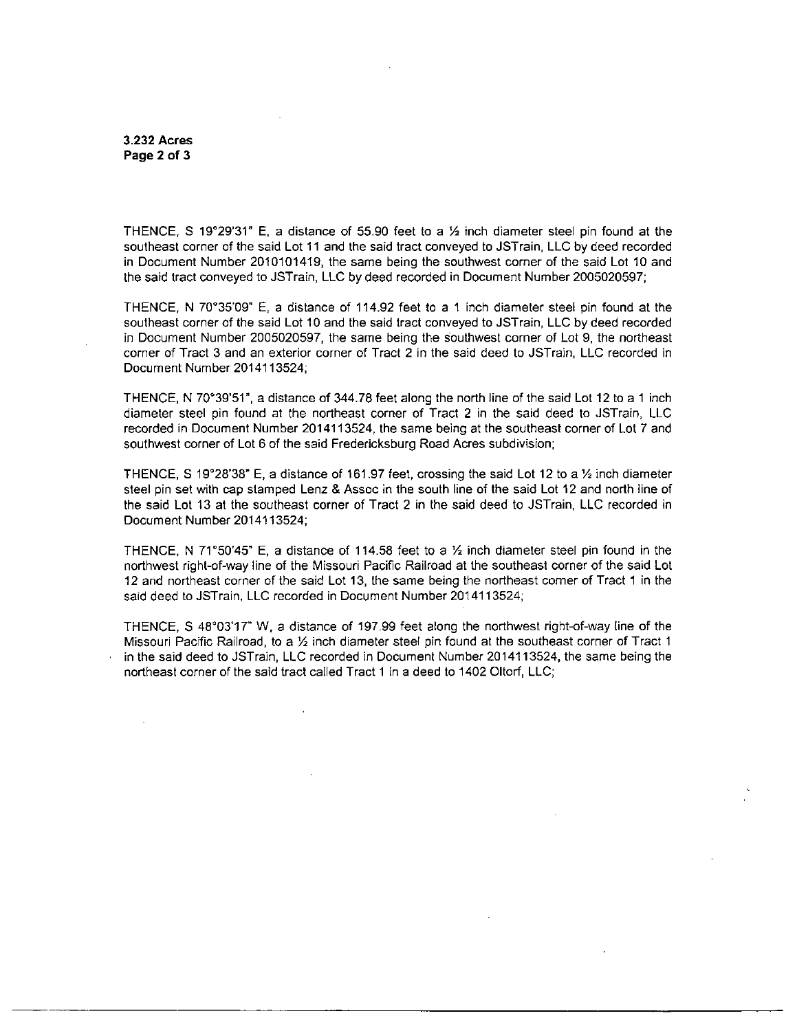**3.232 Acres**
**Page 2 of 3**

THENCE, S 19°29'31" E, a distance of 55.90 feet to a ½ inch diameter steel pin found at the southeast corner of the said Lot 11 and the said tract conveyed to JSTrain, LLC by deed recorded in Document Number 2010101419, the same being the southwest corner of the said Lot 10 and the said tract conveyed to JSTrain, LLC by deed recorded in Document Number 2005020597;

THENCE, N 70°35'09" E, a distance of 114.92 feet to a 1 inch diameter steel pin found at the southeast corner of the said Lot 10 and the said tract conveyed to JSTrain, LLC by deed recorded in Document Number 2005020597, the same being the southwest corner of Lot 9, the northeast corner of Tract 3 and an exterior corner of Tract 2 in the said deed to JSTrain, LLC recorded in Document Number 2014113524;

THENCE, N 70°39'51", a distance of 344.78 feet along the north line of the said Lot 12 to a 1 inch diameter steel pin found at the northeast corner of Tract 2 in the said deed to JSTrain, LLC recorded in Document Number 2014113524, the same being at the southeast corner of Lot 7 and southwest corner of Lot 6 of the said Fredericksburg Road Acres subdivision;

THENCE, S 19°28'38" E, a distance of 161.97 feet, crossing the said Lot 12 to a ½ inch diameter steel pin set with cap stamped Lenz & Assoc in the south line of the said Lot 12 and north line of the said Lot 13 at the southeast corner of Tract 2 in the said deed to JSTrain, LLC recorded in Document Number 2014113524;

THENCE, N 71°50'45" E, a distance of 114.58 feet to a ½ inch diameter steel pin found in the northwest right-of-way line of the Missouri Pacific Railroad at the southeast corner of the said Lot 12 and northeast corner of the said Lot 13, the same being the northeast corner of Tract 1 in the said deed to JSTrain, LLC recorded in Document Number 2014113524;

THENCE, S 48°03'17" W, a distance of 197.99 feet along the northwest right-of-way line of the Missouri Pacific Railroad, to a ½ inch diameter steel pin found at the southeast corner of Tract 1 in the said deed to JSTrain, LLC recorded in Document Number 2014113524, the same being the northeast corner of the said tract called Tract 1 in a deed to 1402 Oltorf, LLC;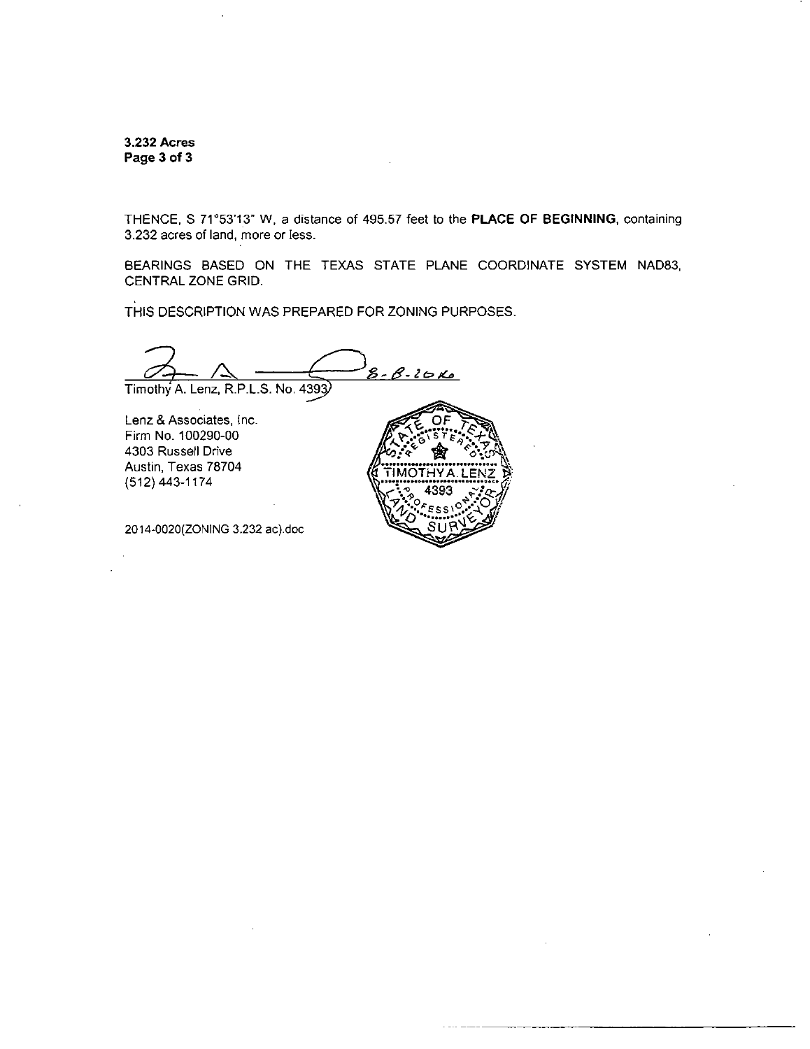**3.232 Acres**
**Page 3 of 3**

THENCE, S 71°53'13" W, a distance of 495.57 feet to the **PLACE OF BEGINNING**, containing 3.232 acres of land, more or less.

BEARINGS BASED ON THE TEXAS STATE PLANE COORDINATE SYSTEM NAD83, CENTRAL ZONE GRID.

THIS DESCRIPTION WAS PREPARED FOR ZONING PURPOSES.

8-8-2016

Timothy A. Lenz, R.P.L.S. No. 4393

Lenz & Associates, Inc.
Firm No. 100290-00
4303 Russell Drive
Austin, Texas 78704
(512) 443-1174

STATE OF TEXAS
REGISTERED
TIMOTHY A. LENZ
4393
PROFESSIONAL
LAND SURVEYOR

2014-0020(ZONING 3.232 ac).doc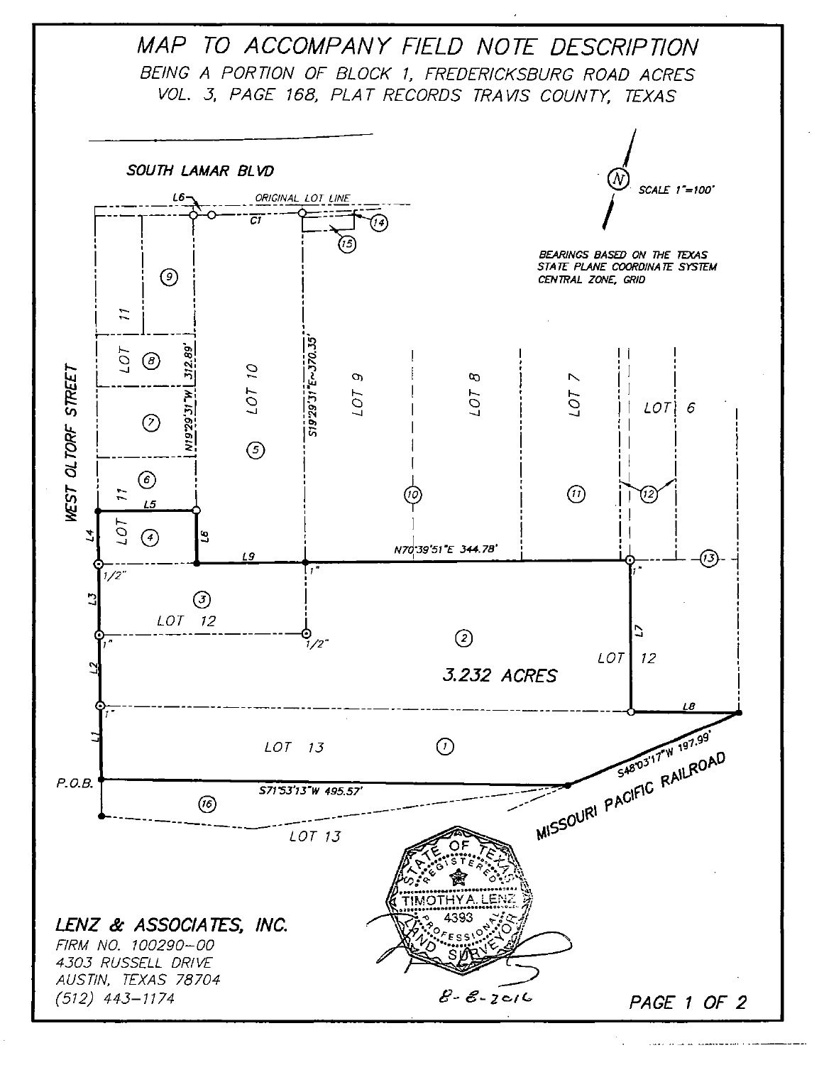# MAP TO ACCOMPANY FIELD NOTE DESCRIPTION

*BEING A PORTION OF BLOCK 1, FREDERICKSBURG ROAD ACRES*
*VOL. 3, PAGE 168, PLAT RECORDS TRAVIS COUNTY, TEXAS*

SOUTH LAMAR BLVD

SCALE 1"=100'

BEARINGS BASED ON THE TEXAS STATE PLANE COORDINATE SYSTEM CENTRAL ZONE, GRID

ORIGINAL LOT LINE

L6, C1, (14), (15), (9), (8), (7), (6), (5), (4), (3), (2), (1), (10), (11), (12), (13), (16)

LOT 11, LOT 10, LOT 9, LOT 8, LOT 7, LOT 6, LOT 11, LOT 12, LOT 12, LOT 13, LOT 13

N19°29'31"W 312.89'

S19°29'31"E~370.35'

N70°39'51"E 344.78'

L1, L2, L3, L4, L5, L6, L7, L8, L9

1/2", 1", 1", 1/2", 1", 1"

3.232 ACRES

WEST OLTORF STREET

P.O.B.

S71°53'13"W 495.57'

S48°03'17"W 197.99'

MISSOURI PACIFIC RAILROAD

STATE OF TEXAS REGISTERED PROFESSIONAL LAND SURVEYOR TIMOTHY A. LENZ 4393

8-8-2016

**LENZ & ASSOCIATES, INC.**
FIRM NO. 100290-00
4303 RUSSELL DRIVE
AUSTIN, TEXAS 78704
(512) 443-1174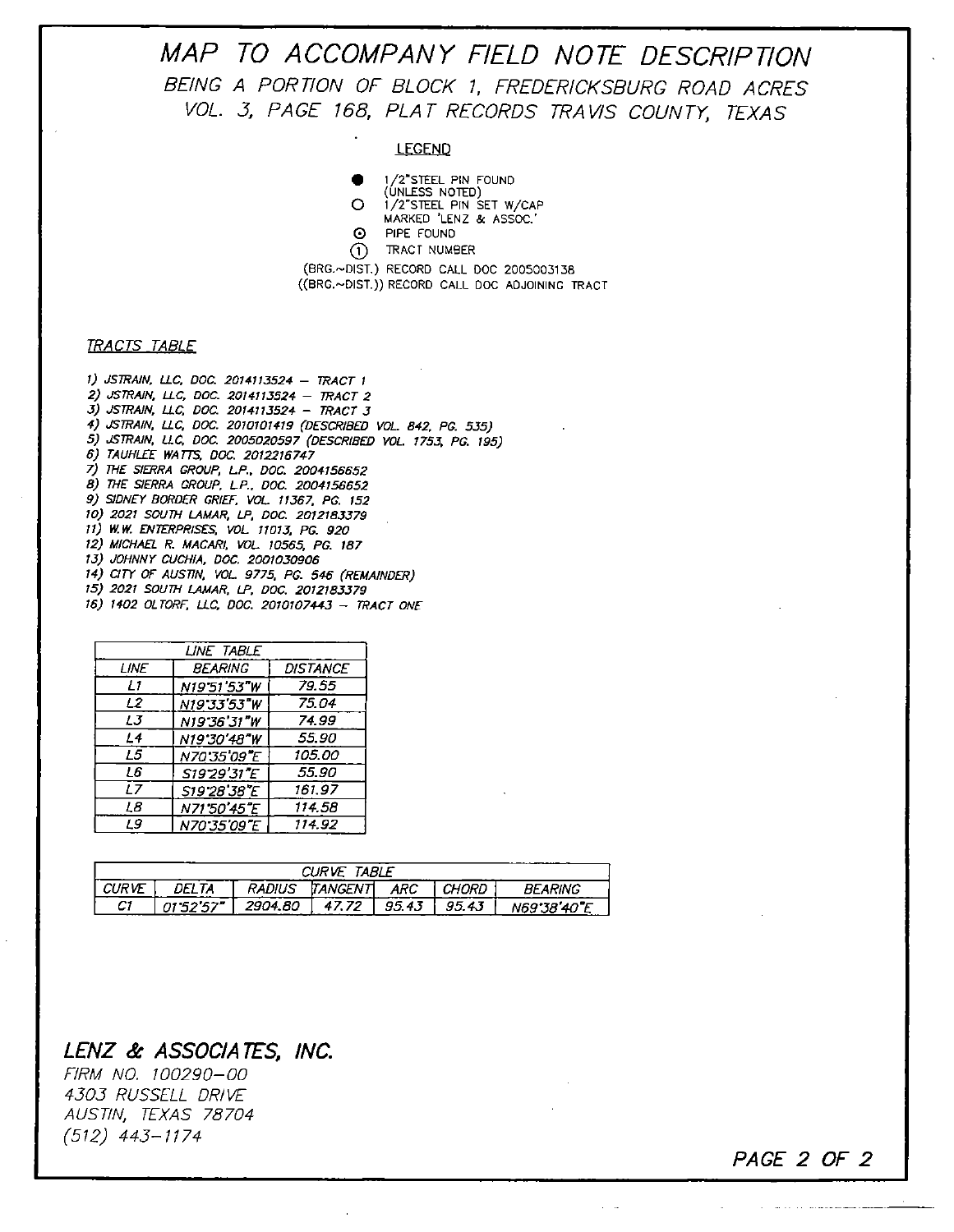# MAP TO ACCOMPANY FIELD NOTE DESCRIPTION

## BEING A PORTION OF BLOCK 1, FREDERICKSBURG ROAD ACRES VOL. 3, PAGE 168, PLAT RECORDS TRAVIS COUNTY, TEXAS

### LEGEND

- ● 1/2"STEEL PIN FOUND (UNLESS NOTED)
- ○ 1/2"STEEL PIN SET W/CAP MARKED 'LENZ & ASSOC.'
- ⊙ PIPE FOUND
- ① TRACT NUMBER

(BRG.~DIST.) RECORD CALL DOC 2005003138

((BRG.~DIST.)) RECORD CALL DOC ADJOINING TRACT

### TRACTS TABLE

1) JSTRAIN, LLC, DOC. 2014113524 – TRACT 1
2) JSTRAIN, LLC, DOC. 2014113524 – TRACT 2
3) JSTRAIN, LLC, DOC. 2014113524 – TRACT 3
4) JSTRAIN, LLC, DOC. 2010101419 (DESCRIBED VOL. 842, PG. 535)
5) JSTRAIN, LLC, DOC. 2005020597 (DESCRIBED VOL. 1753, PG. 195)
6) TAUHLEE WATTS, DOC. 2012216747
7) THE SIERRA GROUP, L.P., DOC. 2004156652
8) THE SIERRA GROUP, L.P., DOC. 2004156652
9) SIDNEY BORDER GRIEF, VOL. 11367, PG. 152
10) 2021 SOUTH LAMAR, LP, DOC. 2012183379
11) W.W. ENTERPRISES, VOL. 11013, PG. 920
12) MICHAEL R. MACARI, VOL. 10565, PG. 187
13) JOHNNY CUCHIA, DOC. 2001030906
14) CITY OF AUSTIN, VOL. 9775, PG. 546 (REMAINDER)
15) 2021 SOUTH LAMAR, LP, DOC. 2012183379
16) 1402 OLTORF, LLC, DOC. 2010107443 – TRACT ONE

| LINE TABLE | | |
|---|---|---|
| LINE | BEARING | DISTANCE |
| L1 | N19°51'53"W | 79.55 |
| L2 | N19°33'53"W | 75.04 |
| L3 | N19°36'31"W | 74.99 |
| L4 | N19°30'48"W | 55.90 |
| L5 | N70°35'09"E | 105.00 |
| L6 | S19°29'31"E | 55.90 |
| L7 | S19°28'38"E | 161.97 |
| L8 | N71°50'45"E | 114.58 |
| L9 | N70°35'09"E | 114.92 |

| CURVE TABLE | | | | | | |
|---|---|---|---|---|---|---|
| CURVE | DELTA | RADIUS | TANGENT | ARC | CHORD | BEARING |
| C1 | 01°52'57" | 2904.80 | 47.72 | 95.43 | 95.43 | N69°38'40"E |

**LENZ & ASSOCIATES, INC.**
FIRM NO. 100290–00
4303 RUSSELL DRIVE
AUSTIN, TEXAS 78704
(512) 443–1174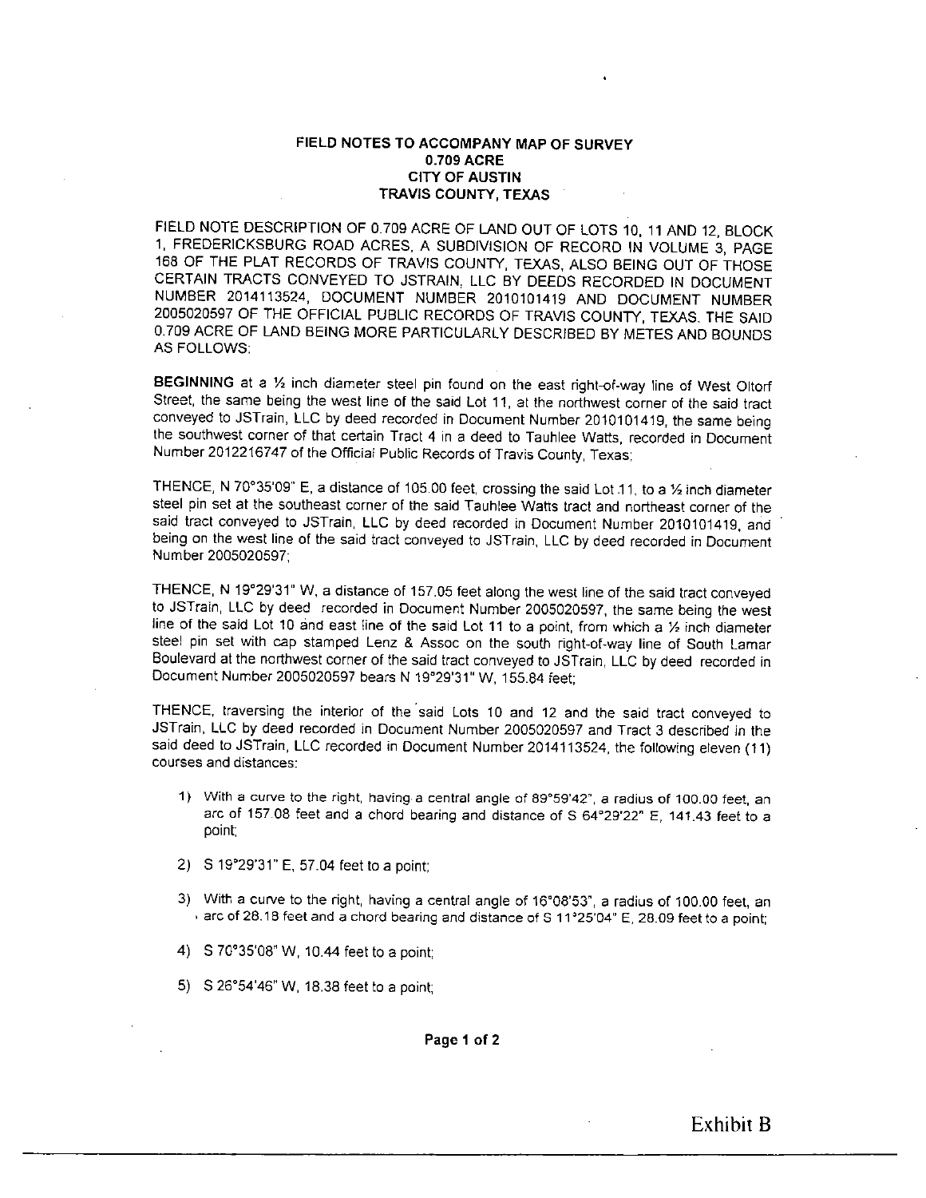**FIELD NOTES TO ACCOMPANY MAP OF SURVEY**
**0.709 ACRE**
**CITY OF AUSTIN**
**TRAVIS COUNTY, TEXAS**

FIELD NOTE DESCRIPTION OF 0.709 ACRE OF LAND OUT OF LOTS 10, 11 AND 12, BLOCK 1, FREDERICKSBURG ROAD ACRES, A SUBDIVISION OF RECORD IN VOLUME 3, PAGE 168 OF THE PLAT RECORDS OF TRAVIS COUNTY, TEXAS, ALSO BEING OUT OF THOSE CERTAIN TRACTS CONVEYED TO JSTRAIN, LLC BY DEEDS RECORDED IN DOCUMENT NUMBER 2014113524, DOCUMENT NUMBER 2010101419 AND DOCUMENT NUMBER 2005020597 OF THE OFFICIAL PUBLIC RECORDS OF TRAVIS COUNTY, TEXAS. THE SAID 0.709 ACRE OF LAND BEING MORE PARTICULARLY DESCRIBED BY METES AND BOUNDS AS FOLLOWS:

**BEGINNING** at a ½ inch diameter steel pin found on the east right-of-way line of West Oltorf Street, the same being the west line of the said Lot 11, at the northwest corner of the said tract conveyed to JSTrain, LLC by deed recorded in Document Number 2010101419, the same being the southwest corner of that certain Tract 4 in a deed to Tauhlee Watts, recorded in Document Number 2012216747 of the Official Public Records of Travis County, Texas;

THENCE, N 70°35'09" E, a distance of 105.00 feet, crossing the said Lot 11, to a ½ inch diameter steel pin set at the southeast corner of the said Tauhlee Watts tract and northeast corner of the said tract conveyed to JSTrain, LLC by deed recorded in Document Number 2010101419, and being on the west line of the said tract conveyed to JSTrain, LLC by deed recorded in Document Number 2005020597;

THENCE, N 19°29'31" W, a distance of 157.05 feet along the west line of the said tract conveyed to JSTrain, LLC by deed recorded in Document Number 2005020597, the same being the west line of the said Lot 10 and east line of the said Lot 11 to a point, from which a ½ inch diameter steel pin set with cap stamped Lenz & Assoc on the south right-of-way line of South Lamar Boulevard at the northwest corner of the said tract conveyed to JSTrain, LLC by deed recorded in Document Number 2005020597 bears N 19°29'31" W, 155.84 feet;

THENCE, traversing the interior of the said Lots 10 and 12 and the said tract conveyed to JSTrain, LLC by deed recorded in Document Number 2005020597 and Tract 3 described in the said deed to JSTrain, LLC recorded in Document Number 2014113524, the following eleven (11) courses and distances:

1) With a curve to the right, having a central angle of 89°59'42", a radius of 100.00 feet, an arc of 157.08 feet and a chord bearing and distance of S 64°29'22" E, 141.43 feet to a point;

2) S 19°29'31" E, 57.04 feet to a point;

3) With a curve to the right, having a central angle of 16°08'53", a radius of 100.00 feet, an arc of 28.18 feet and a chord bearing and distance of S 11°25'04" E, 28.09 feet to a point;

4) S 70°35'08" W, 10.44 feet to a point;

5) S 26°54'46" W, 18.38 feet to a point;

Exhibit B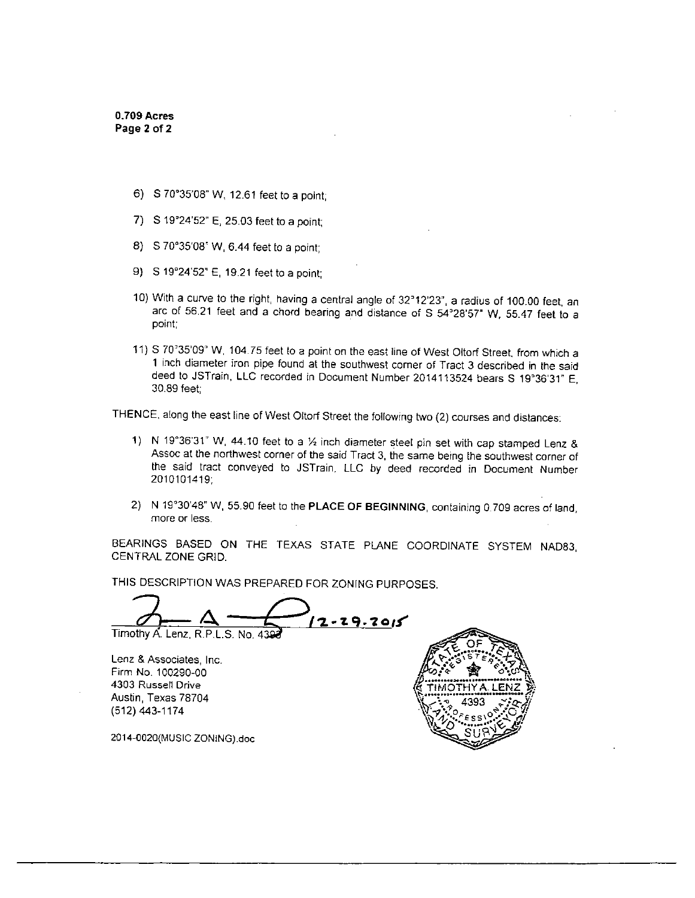**0.709 Acres**
**Page 2 of 2**

6) S 70°35'08" W, 12.61 feet to a point;

7) S 19°24'52" E, 25.03 feet to a point;

8) S 70°35'08" W, 6.44 feet to a point;

9) S 19°24'52" E, 19.21 feet to a point;

10) With a curve to the right, having a central angle of 32°12'23", a radius of 100.00 feet, an arc of 56.21 feet and a chord bearing and distance of S 54°28'57" W, 55.47 feet to a point;

11) S 70°35'09" W, 104.75 feet to a point on the east line of West Oltorf Street, from which a 1 inch diameter iron pipe found at the southwest corner of Tract 3 described in the said deed to JSTrain, LLC recorded in Document Number 2014113524 bears S 19°36'31" E, 30.89 feet;

THENCE, along the east line of West Oltorf Street the following two (2) courses and distances:

1) N 19°36'31" W, 44.10 feet to a ½ inch diameter steel pin set with cap stamped Lenz & Assoc at the northwest corner of the said Tract 3, the same being the southwest corner of the said tract conveyed to JSTrain, LLC by deed recorded in Document Number 2010101419;

2) N 19°30'48" W, 55.90 feet to the **PLACE OF BEGINNING**, containing 0.709 acres of land, more or less.

BEARINGS BASED ON THE TEXAS STATE PLANE COORDINATE SYSTEM NAD83, CENTRAL ZONE GRID.

THIS DESCRIPTION WAS PREPARED FOR ZONING PURPOSES.

12-29-2015

Timothy A. Lenz, R.P.L.S. No. 4393

Lenz & Associates, Inc.
Firm No. 100290-00
4303 Russell Drive
Austin, Texas 78704
(512) 443-1174

2014-0020(MUSIC ZONING).doc

STATE OF TEXAS REGISTERED PROFESSIONAL LAND SURVEYOR TIMOTHY A. LENZ 4393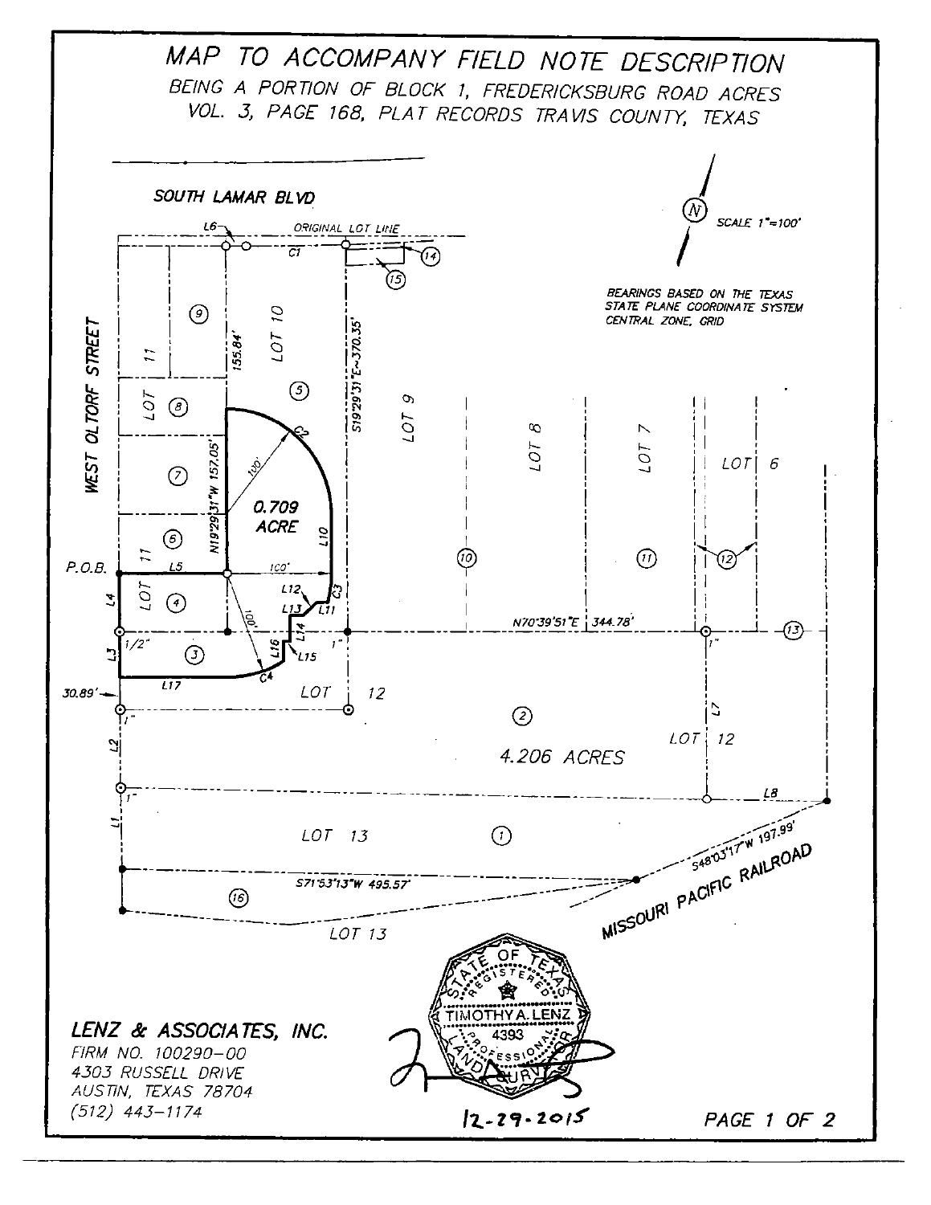# MAP TO ACCOMPANY FIELD NOTE DESCRIPTION

BEING A PORTION OF BLOCK 1, FREDERICKSBURG ROAD ACRES
VOL. 3, PAGE 168, PLAT RECORDS TRAVIS COUNTY, TEXAS

SOUTH LAMAR BLVD

N

SCALE 1"=100'

BEARINGS BASED ON THE TEXAS STATE PLANE COORDINATE SYSTEM CENTRAL ZONE, GRID

L6 ORIGINAL LOT LINE

C1

14

15

9

LOT 10

155.84'

S19°29'31"E~370.35'

LOT 11

LOT 8

5

C2

LOT 9

LOT 8

LOT 7

LOT 6

WEST OLTORF STREET

7

100'

N19°29'31"W 157.05'

0.709 ACRE

L10

6

LOT 11

10

11

12

P.O.B.

L5

100'

L4

LOT 4

L12

L13

L11

C3

N70°39'51"E 344.78'

13

L3

1/2"

3

100'

L14

L16

L15

1"

1"

30.89'

L17

C4

LOT 12

1"

2

L2

4.206 ACRES

L7

LOT 12

1"

L8

L1

LOT 13

1

S48°03'17"W 197.99'

S71°53'13"W 495.57'

MISSOURI PACIFIC RAILROAD

16

LOT 13

STATE OF TEXAS
REGISTERED
TIMOTHY A. LENZ
4393
PROFESSIONAL
LAND SURVEYOR

**LENZ & ASSOCIATES, INC.**
FIRM NO. 100290-00
4303 RUSSELL DRIVE
AUSTIN, TEXAS 78704
(512) 443-1174

12-29-2015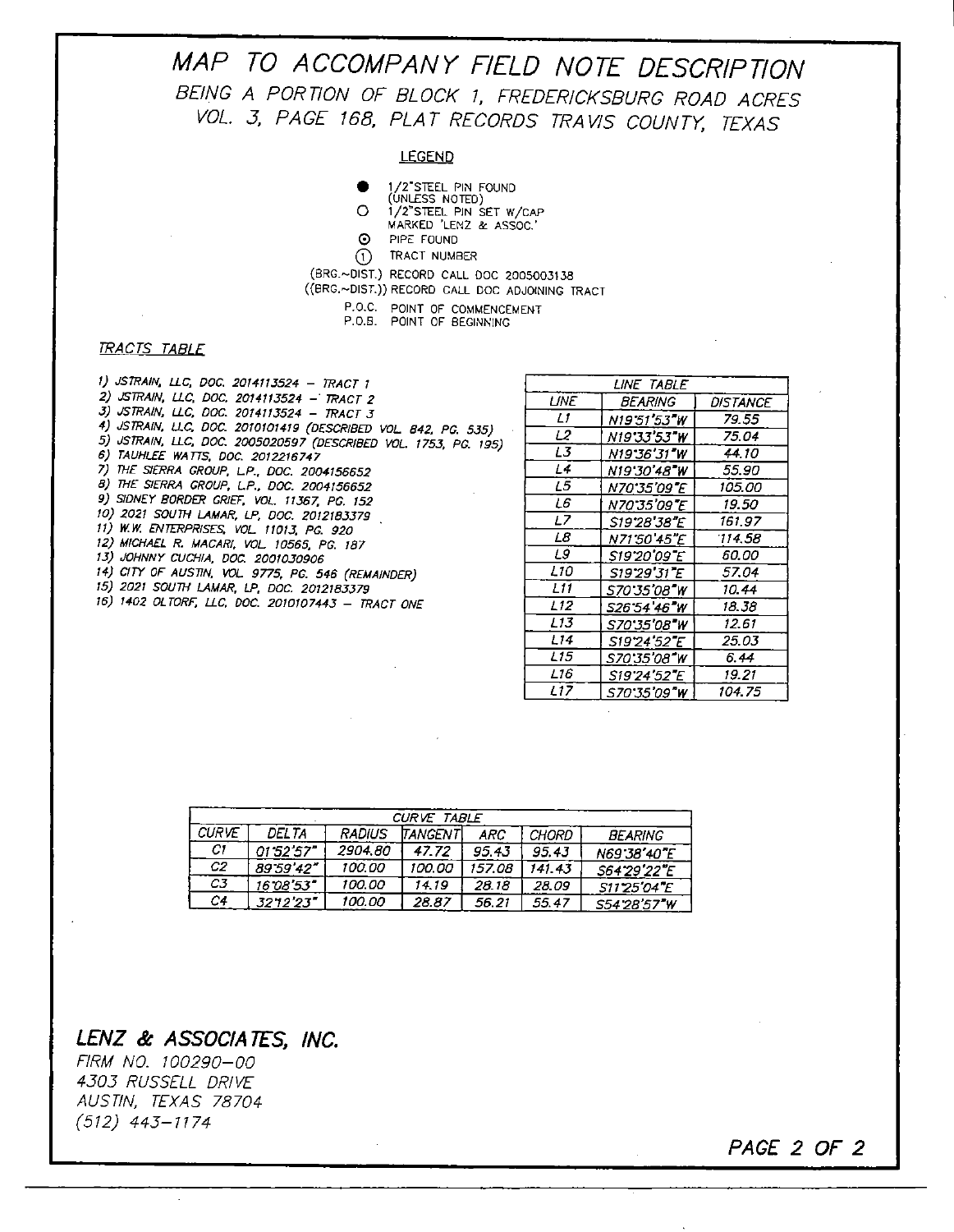# MAP TO ACCOMPANY FIELD NOTE DESCRIPTION

## BEING A PORTION OF BLOCK 1, FREDERICKSBURG ROAD ACRES VOL. 3, PAGE 168, PLAT RECORDS TRAVIS COUNTY, TEXAS

### LEGEND

- ● 1/2"STEEL PIN FOUND (UNLESS NOTED)
- ○ 1/2"STEEL PIN SET W/CAP MARKED 'LENZ & ASSOC.'
- ⊙ PIPE FOUND
- ① TRACT NUMBER

(BRG.~DIST.) RECORD CALL DOC 2005003138

((BRG.~DIST.)) RECORD CALL DOC ADJOINING TRACT

P.O.C. POINT OF COMMENCEMENT

P.O.B. POINT OF BEGINNING

### *TRACTS TABLE*

1) JSTRAIN, LLC, DOC. 2014113524 – TRACT 1
2) JSTRAIN, LLC, DOC. 2014113524 – TRACT 2
3) JSTRAIN, LLC, DOC. 2014113524 – TRACT 3
4) JSTRAIN, LLC, DOC. 2010101419 (DESCRIBED VOL. 842, PG. 535)
5) JSTRAIN, LLC, DOC. 2005020597 (DESCRIBED VOL. 1753, PG. 195)
6) TAUHLEE WATTS, DOC. 2012216747
7) THE SIERRA GROUP, L.P., DOC. 2004156652
8) THE SIERRA GROUP, L.P., DOC. 2004156652
9) SIDNEY BORDER GRIEF, VOL. 11367, PG. 152
10) 2021 SOUTH LAMAR, LP, DOC. 2012183379
11) W.W. ENTERPRISES, VOL. 11013, PG. 920
12) MICHAEL R. MACARI, VOL. 10565, PG. 187
13) JOHNNY CUCHIA, DOC. 2001030906
14) CITY OF AUSTIN, VOL. 9775, PG. 546 (REMAINDER)
15) 2021 SOUTH LAMAR, LP, DOC. 2012183379
16) 1402 OLTORF, LLC, DOC. 2010107443 – TRACT ONE

| LINE TABLE | | |
|---|---|---|
| LINE | BEARING | DISTANCE |
| L1 | N19°51'53"W | 79.55 |
| L2 | N19°33'53"W | 75.04 |
| L3 | N19°36'31"W | 44.10 |
| L4 | N19°30'48"W | 55.90 |
| L5 | N70°35'09"E | 105.00 |
| L6 | N70°35'09"E | 19.50 |
| L7 | S19°28'38"E | 161.97 |
| L8 | N71°50'45"E | 114.58 |
| L9 | S19°20'09"E | 60.00 |
| L10 | S19°29'31"E | 57.04 |
| L11 | S70°35'08"W | 10.44 |
| L12 | S26°54'46"W | 18.38 |
| L13 | S70°35'08"W | 12.61 |
| L14 | S19°24'52"E | 25.03 |
| L15 | S70°35'08"W | 6.44 |
| L16 | S19°24'52"E | 19.21 |
| L17 | S70°35'09"W | 104.75 |

| CURVE TABLE | | | | | | |
|---|---|---|---|---|---|---|
| CURVE | DELTA | RADIUS | TANGENT | ARC | CHORD | BEARING |
| C1 | 01°52'57" | 2904.80 | 47.72 | 95.43 | 95.43 | N69°38'40"E |
| C2 | 89°59'42" | 100.00 | 100.00 | 157.08 | 141.43 | S64°29'22"E |
| C3 | 16°08'53" | 100.00 | 14.19 | 28.18 | 28.09 | S11°25'04"E |
| C4 | 32°12'23" | 100.00 | 28.87 | 56.21 | 55.47 | S54°28'57"W |

**LENZ & ASSOCIATES, INC.**

*FIRM NO. 100290–00*
*4303 RUSSELL DRIVE*
*AUSTIN, TEXAS 78704*
*(512) 443–1174*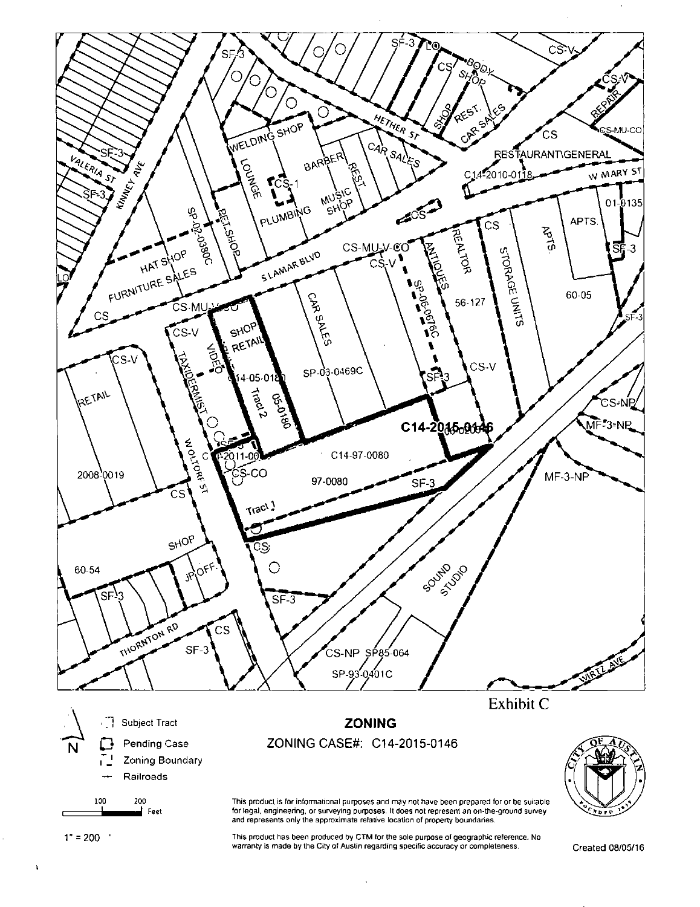Exhibit C

- Subject Tract
- Pending Case
- Zoning Boundary
- Railroads

100 200 Feet

1" = 200 '

## ZONING

ZONING CASE#: C14-2015-0146

This product is for informational purposes and may not have been prepared for or be suitable for legal, engineering, or surveying purposes. It does not represent an on-the-ground survey and represents only the approximate relative location of property boundaries.

This product has been produced by CTM for the sole purpose of geographic reference. No warranty is made by the City of Austin regarding specific accuracy or completeness.

Created 08/05/16